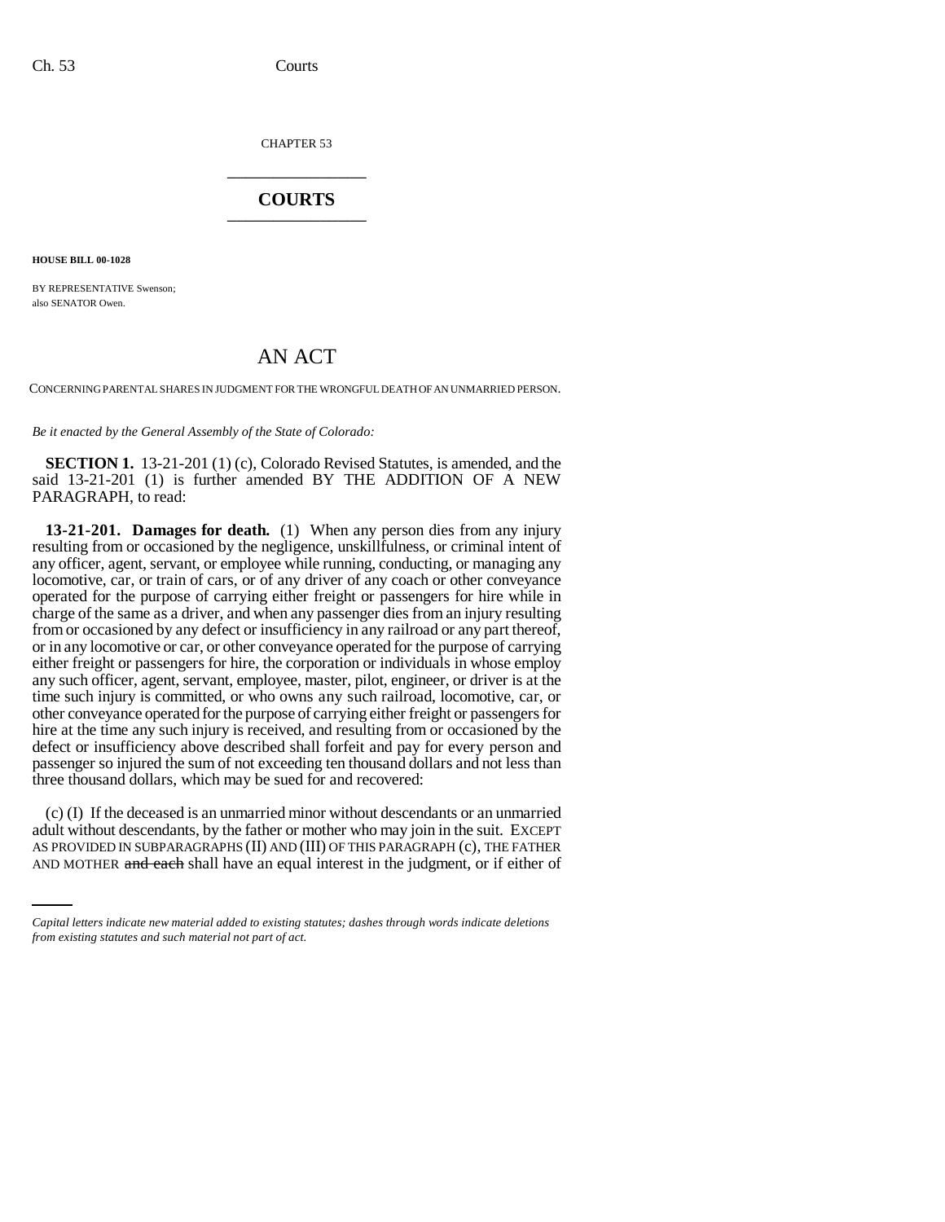CHAPTER 53

# COURTS

**HOUSE BILL 00-1028**

BY REPRESENTATIVE Swenson;
also SENATOR Owen.

## AN ACT

CONCERNING PARENTAL SHARES IN JUDGMENT FOR THE WRONGFUL DEATH OF AN UNMARRIED PERSON.

*Be it enacted by the General Assembly of the State of Colorado:*

**SECTION 1.** 13-21-201 (1) (c), Colorado Revised Statutes, is amended, and the said 13-21-201 (1) is further amended BY THE ADDITION OF A NEW PARAGRAPH, to read:

**13-21-201. Damages for death.** (1) When any person dies from any injury resulting from or occasioned by the negligence, unskillfulness, or criminal intent of any officer, agent, servant, or employee while running, conducting, or managing any locomotive, car, or train of cars, or of any driver of any coach or other conveyance operated for the purpose of carrying either freight or passengers for hire while in charge of the same as a driver, and when any passenger dies from an injury resulting from or occasioned by any defect or insufficiency in any railroad or any part thereof, or in any locomotive or car, or other conveyance operated for the purpose of carrying either freight or passengers for hire, the corporation or individuals in whose employ any such officer, agent, servant, employee, master, pilot, engineer, or driver is at the time such injury is committed, or who owns any such railroad, locomotive, car, or other conveyance operated for the purpose of carrying either freight or passengers for hire at the time any such injury is received, and resulting from or occasioned by the defect or insufficiency above described shall forfeit and pay for every person and passenger so injured the sum of not exceeding ten thousand dollars and not less than three thousand dollars, which may be sued for and recovered:

(c) (I) If the deceased is an unmarried minor without descendants or an unmarried adult without descendants, by the father or mother who may join in the suit. EXCEPT AS PROVIDED IN SUBPARAGRAPHS (II) AND (III) OF THIS PARAGRAPH (c), THE FATHER AND MOTHER ~~and each~~ shall have an equal interest in the judgment, or if either of

*Capital letters indicate new material added to existing statutes; dashes through words indicate deletions from existing statutes and such material not part of act.*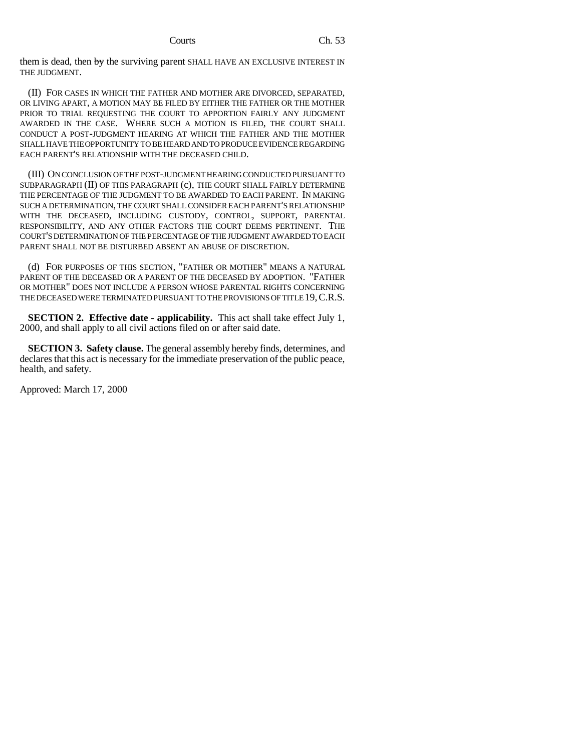them is dead, then by the surviving parent SHALL HAVE AN EXCLUSIVE INTEREST IN THE JUDGMENT.

(II) FOR CASES IN WHICH THE FATHER AND MOTHER ARE DIVORCED, SEPARATED, OR LIVING APART, A MOTION MAY BE FILED BY EITHER THE FATHER OR THE MOTHER PRIOR TO TRIAL REQUESTING THE COURT TO APPORTION FAIRLY ANY JUDGMENT AWARDED IN THE CASE. WHERE SUCH A MOTION IS FILED, THE COURT SHALL CONDUCT A POST-JUDGMENT HEARING AT WHICH THE FATHER AND THE MOTHER SHALL HAVE THE OPPORTUNITY TO BE HEARD AND TO PRODUCE EVIDENCE REGARDING EACH PARENT'S RELATIONSHIP WITH THE DECEASED CHILD.

(III) ON CONCLUSION OF THE POST-JUDGMENT HEARING CONDUCTED PURSUANT TO SUBPARAGRAPH (II) OF THIS PARAGRAPH (c), THE COURT SHALL FAIRLY DETERMINE THE PERCENTAGE OF THE JUDGMENT TO BE AWARDED TO EACH PARENT. IN MAKING SUCH A DETERMINATION, THE COURT SHALL CONSIDER EACH PARENT'S RELATIONSHIP WITH THE DECEASED, INCLUDING CUSTODY, CONTROL, SUPPORT, PARENTAL RESPONSIBILITY, AND ANY OTHER FACTORS THE COURT DEEMS PERTINENT. THE COURT'S DETERMINATION OF THE PERCENTAGE OF THE JUDGMENT AWARDED TO EACH PARENT SHALL NOT BE DISTURBED ABSENT AN ABUSE OF DISCRETION.

(d) FOR PURPOSES OF THIS SECTION, "FATHER OR MOTHER" MEANS A NATURAL PARENT OF THE DECEASED OR A PARENT OF THE DECEASED BY ADOPTION. "FATHER OR MOTHER" DOES NOT INCLUDE A PERSON WHOSE PARENTAL RIGHTS CONCERNING THE DECEASED WERE TERMINATED PURSUANT TO THE PROVISIONS OF TITLE 19, C.R.S.

**SECTION 2. Effective date - applicability.** This act shall take effect July 1, 2000, and shall apply to all civil actions filed on or after said date.

**SECTION 3. Safety clause.** The general assembly hereby finds, determines, and declares that this act is necessary for the immediate preservation of the public peace, health, and safety.

Approved: March 17, 2000